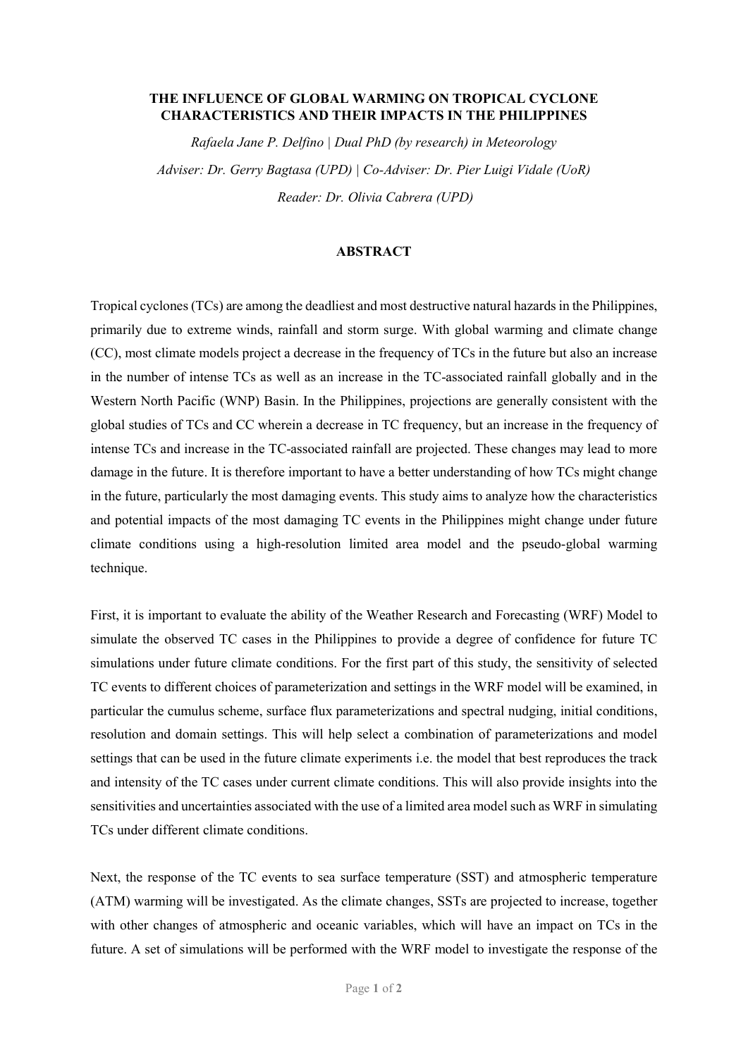**THE INFLUENCE OF GLOBAL WARMING ON TROPICAL CYCLONE CHARACTERISTICS AND THEIR IMPACTS IN THE PHILIPPINES**

*Rafaela Jane P. Delfino | Dual PhD (by research) in Meteorology*

*Adviser: Dr. Gerry Bagtasa (UPD) | Co-Adviser: Dr. Pier Luigi Vidale (UoR)*

*Reader: Dr. Olivia Cabrera (UPD)*

## ABSTRACT

Tropical cyclones (TCs) are among the deadliest and most destructive natural hazards in the Philippines, primarily due to extreme winds, rainfall and storm surge. With global warming and climate change (CC), most climate models project a decrease in the frequency of TCs in the future but also an increase in the number of intense TCs as well as an increase in the TC-associated rainfall globally and in the Western North Pacific (WNP) Basin. In the Philippines, projections are generally consistent with the global studies of TCs and CC wherein a decrease in TC frequency, but an increase in the frequency of intense TCs and increase in the TC-associated rainfall are projected. These changes may lead to more damage in the future. It is therefore important to have a better understanding of how TCs might change in the future, particularly the most damaging events. This study aims to analyze how the characteristics and potential impacts of the most damaging TC events in the Philippines might change under future climate conditions using a high-resolution limited area model and the pseudo-global warming technique.

First, it is important to evaluate the ability of the Weather Research and Forecasting (WRF) Model to simulate the observed TC cases in the Philippines to provide a degree of confidence for future TC simulations under future climate conditions. For the first part of this study, the sensitivity of selected TC events to different choices of parameterization and settings in the WRF model will be examined, in particular the cumulus scheme, surface flux parameterizations and spectral nudging, initial conditions, resolution and domain settings. This will help select a combination of parameterizations and model settings that can be used in the future climate experiments i.e. the model that best reproduces the track and intensity of the TC cases under current climate conditions. This will also provide insights into the sensitivities and uncertainties associated with the use of a limited area model such as WRF in simulating TCs under different climate conditions.

Next, the response of the TC events to sea surface temperature (SST) and atmospheric temperature (ATM) warming will be investigated. As the climate changes, SSTs are projected to increase, together with other changes of atmospheric and oceanic variables, which will have an impact on TCs in the future. A set of simulations will be performed with the WRF model to investigate the response of the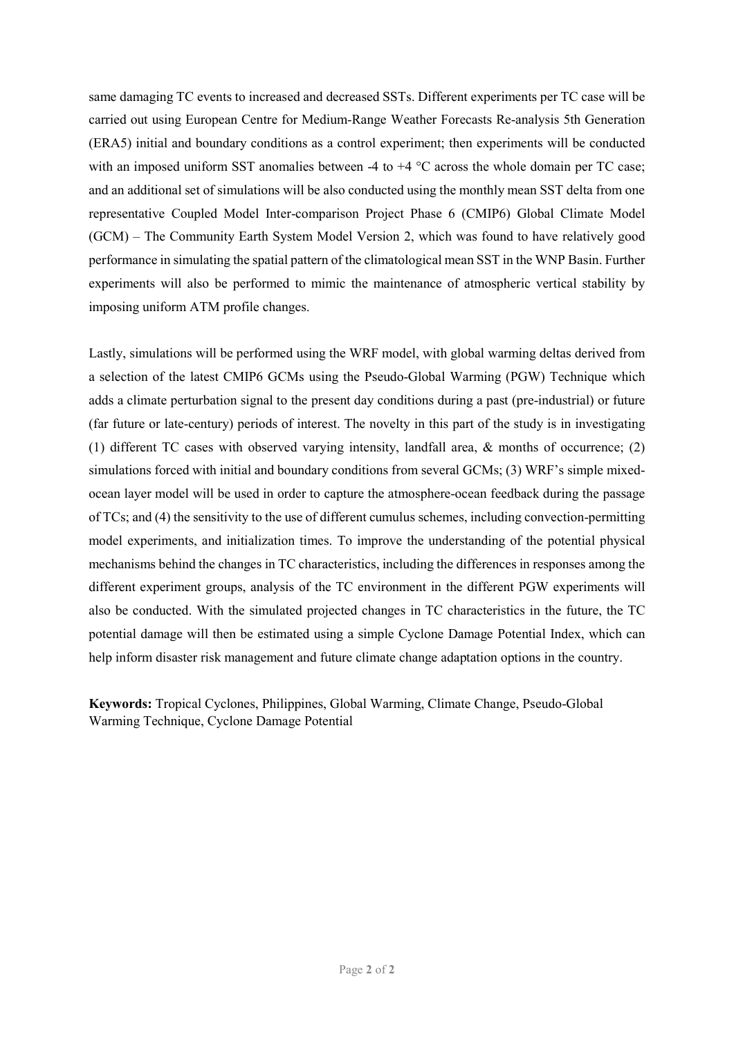same damaging TC events to increased and decreased SSTs. Different experiments per TC case will be carried out using European Centre for Medium-Range Weather Forecasts Re-analysis 5th Generation (ERA5) initial and boundary conditions as a control experiment; then experiments will be conducted with an imposed uniform SST anomalies between -4 to +4 °C across the whole domain per TC case; and an additional set of simulations will be also conducted using the monthly mean SST delta from one representative Coupled Model Inter-comparison Project Phase 6 (CMIP6) Global Climate Model (GCM) – The Community Earth System Model Version 2, which was found to have relatively good performance in simulating the spatial pattern of the climatological mean SST in the WNP Basin. Further experiments will also be performed to mimic the maintenance of atmospheric vertical stability by imposing uniform ATM profile changes.

Lastly, simulations will be performed using the WRF model, with global warming deltas derived from a selection of the latest CMIP6 GCMs using the Pseudo-Global Warming (PGW) Technique which adds a climate perturbation signal to the present day conditions during a past (pre-industrial) or future (far future or late-century) periods of interest. The novelty in this part of the study is in investigating (1) different TC cases with observed varying intensity, landfall area, & months of occurrence; (2) simulations forced with initial and boundary conditions from several GCMs; (3) WRF's simple mixed-ocean layer model will be used in order to capture the atmosphere-ocean feedback during the passage of TCs; and (4) the sensitivity to the use of different cumulus schemes, including convection-permitting model experiments, and initialization times. To improve the understanding of the potential physical mechanisms behind the changes in TC characteristics, including the differences in responses among the different experiment groups, analysis of the TC environment in the different PGW experiments will also be conducted. With the simulated projected changes in TC characteristics in the future, the TC potential damage will then be estimated using a simple Cyclone Damage Potential Index, which can help inform disaster risk management and future climate change adaptation options in the country.

**Keywords:** Tropical Cyclones, Philippines, Global Warming, Climate Change, Pseudo-Global Warming Technique, Cyclone Damage Potential